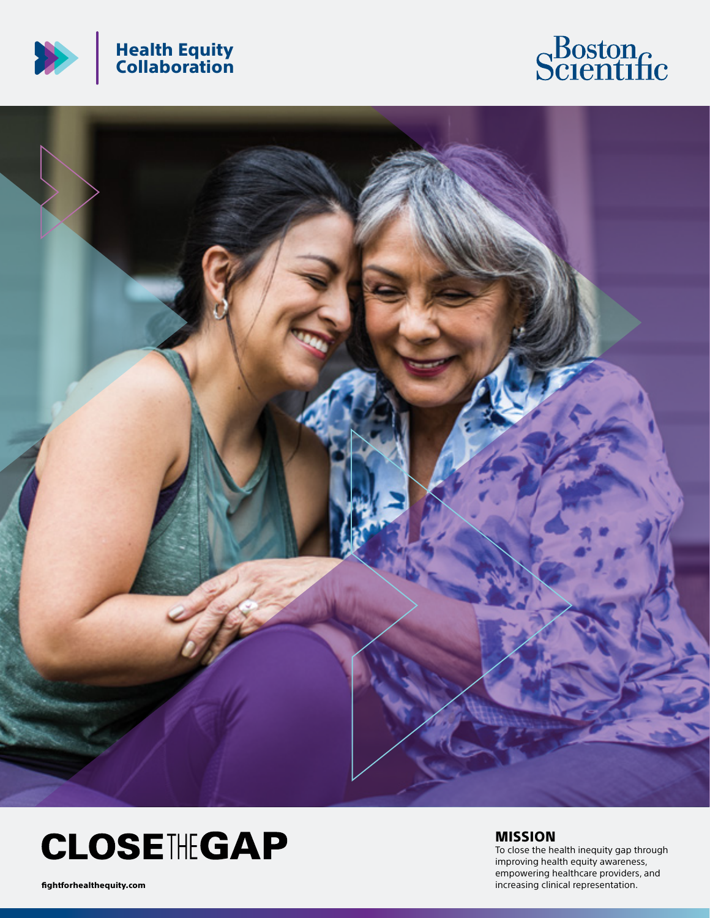Health Equity Collaboration

Boston Scientific

# CLOSE THE GAP

fightforhealthequity.com

## MISSION

To close the health inequity gap through improving health equity awareness, empowering healthcare providers, and increasing clinical representation.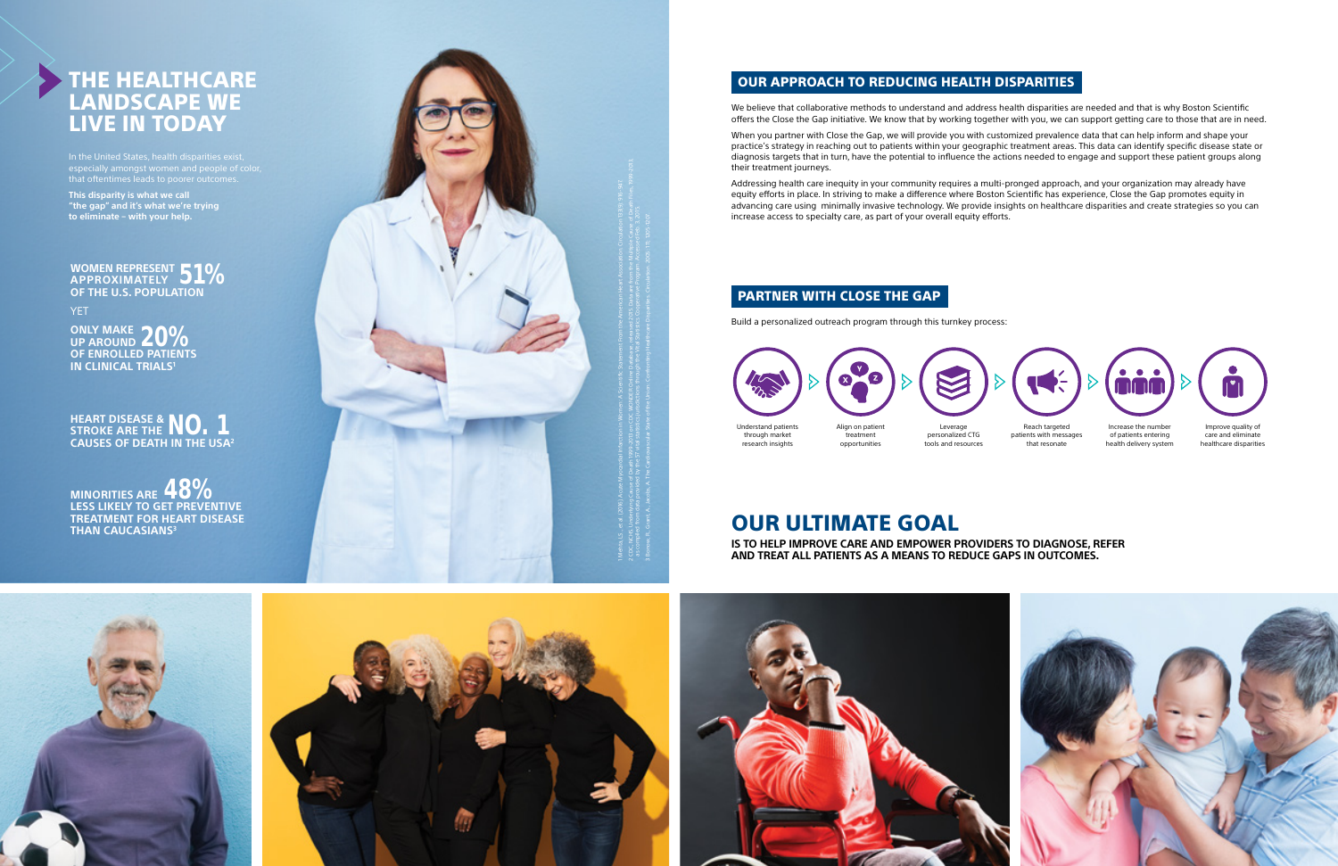# THE HEALTHCARE LANDSCAPE WE LIVE IN TODAY

In the United States, health disparities exist, especially amongst women and people of color, that oftentimes leads to poorer outcomes.

**This disparity is what we call "the gap" and it's what we're trying to eliminate – with your help.**

**WOMEN REPRESENT APPROXIMATELY 51% OF THE U.S. POPULATION**

YET

**ONLY MAKE UP AROUND 20% OF ENROLLED PATIENTS IN CLINICAL TRIALS[1]**

**HEART DISEASE & STROKE ARE THE NO. 1 CAUSES OF DEATH IN THE USA[2]**

**MINORITIES ARE 48% LESS LIKELY TO GET PREVENTIVE TREATMENT FOR HEART DISEASE THAN CAUCASIANS[3]**

## OUR APPROACH TO REDUCING HEALTH DISPARITIES

We believe that collaborative methods to understand and address health disparities are needed and that is why Boston Scientific offers the Close the Gap initiative. We know that by working together with you, we can support getting care to those that are in need.

When you partner with Close the Gap, we will provide you with customized prevalence data that can help inform and shape your practice's strategy in reaching out to patients within your geographic treatment areas. This data can identify specific disease state or diagnosis targets that in turn, have the potential to influence the actions needed to engage and support these patient groups along their treatment journeys.

Addressing health care inequity in your community requires a multi-pronged approach, and your organization may already have equity efforts in place. In striving to make a difference where Boston Scientific has experience, Close the Gap promotes equity in advancing care using minimally invasive technology. We provide insights on healthcare disparities and create strategies so you can increase access to specialty care, as part of your overall equity efforts.

## PARTNER WITH CLOSE THE GAP

Build a personalized outreach program through this turnkey process:

1. Understand patients through market research insights
2. Align on patient treatment opportunities
3. Leverage personalized CTG tools and resources
4. Reach targeted patients with messages that resonate
5. Increase the number of patients entering health delivery system
6. Improve quality of care and eliminate healthcare disparities

# OUR ULTIMATE GOAL

**IS TO HELP IMPROVE CARE AND EMPOWER PROVIDERS TO DIAGNOSE, REFER AND TREAT ALL PATIENTS AS A MEANS TO REDUCE GAPS IN OUTCOMES.**

1 Mehta, L.S., et al. (2016). Acute Myocardial Infarction in Women: A Scientific Statement From the American Heart Association. Circulation 133(9): 916-947.
2 CDC, NCHS. Underlying Cause of Death 1999-2013 on CDC WONDER Online Database, released 2015. Data are from the Multiple Cause of Death Files, 1999-2013, as compiled from data provided by the 57 vital statistics jurisdictions through the Vital Statistics Cooperative Program. Accessed Feb. 3, 2015.
3 Brown, R., Grant, A., Jarrett, A. The Cardiovascular State of the Union: Confronting Healthcare Disparities. Circulation. 2020; 11: 1001-1007.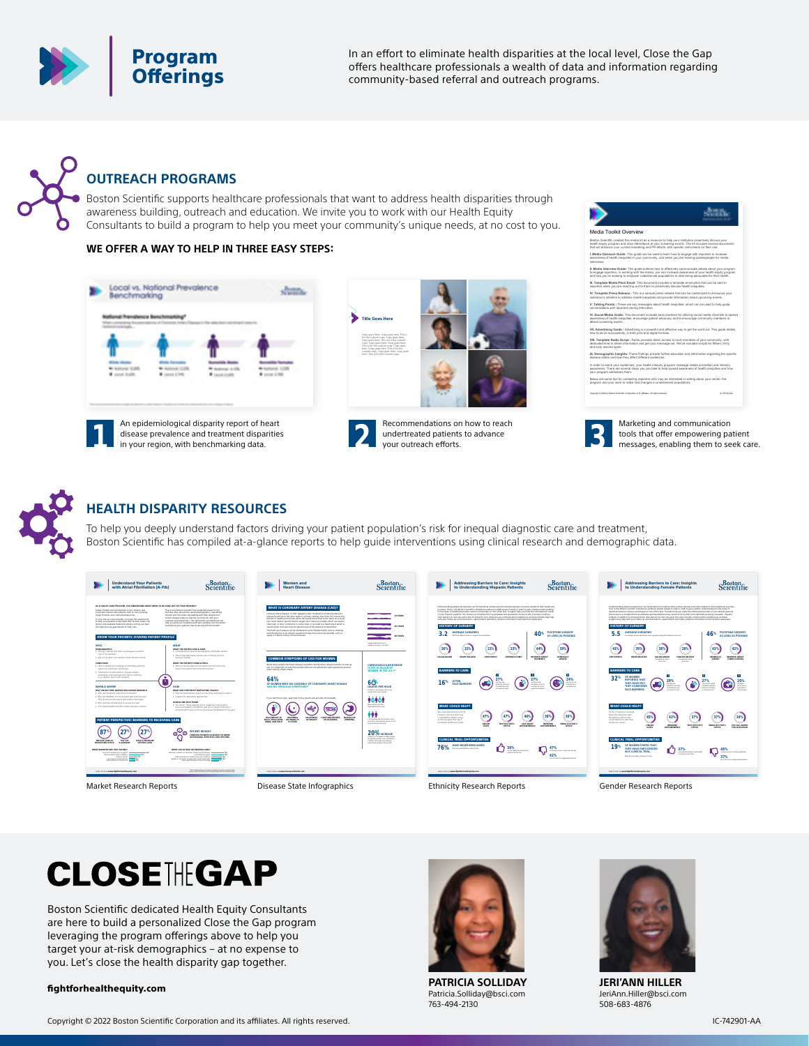# Program Offerings

In an effort to eliminate health disparities at the local level, Close the Gap offers healthcare professionals a wealth of data and information regarding community-based referral and outreach programs.

## OUTREACH PROGRAMS

Boston Scientific supports healthcare professionals that want to address health disparities through awareness building, outreach and education. We invite you to work with our Health Equity Consultants to build a program to help you meet your community's unique needs, at no cost to you.

**WE OFFER A WAY TO HELP IN THREE EASY STEPS:**

**1** An epidemiological disparity report of heart disease prevalence and treatment disparities in your region, with benchmarking data.

**2** Recommendations on how to reach undertreated patients to advance your outreach efforts.

**3** Marketing and communication tools that offer empowering patient messages, enabling them to seek care.

## HEALTH DISPARITY RESOURCES

To help you deeply understand factors driving your patient population's risk for inequal diagnostic care and treatment, Boston Scientific has compiled at-a-glance reports to help guide interventions using clinical research and demographic data.

Market Research Reports

Disease State Infographics

Ethnicity Research Reports

Gender Research Reports

# CLOSE THE GAP

Boston Scientific dedicated Health Equity Consultants are here to build a personalized Close the Gap program leveraging the program offerings above to help you target your at-risk demographics – at no expense to you. Let's close the health disparity gap together.

**fightforhealthequity.com**

**PATRICIA SOLLIDAY**
Patricia.Solliday@bsci.com
763-494-2130

**JERI'ANN HILLER**
JeriAnn.Hiller@bsci.com
508-683-4876

Copyright © 2022 Boston Scientific Corporation and its affiliates. All rights reserved.

IC-742901-AA